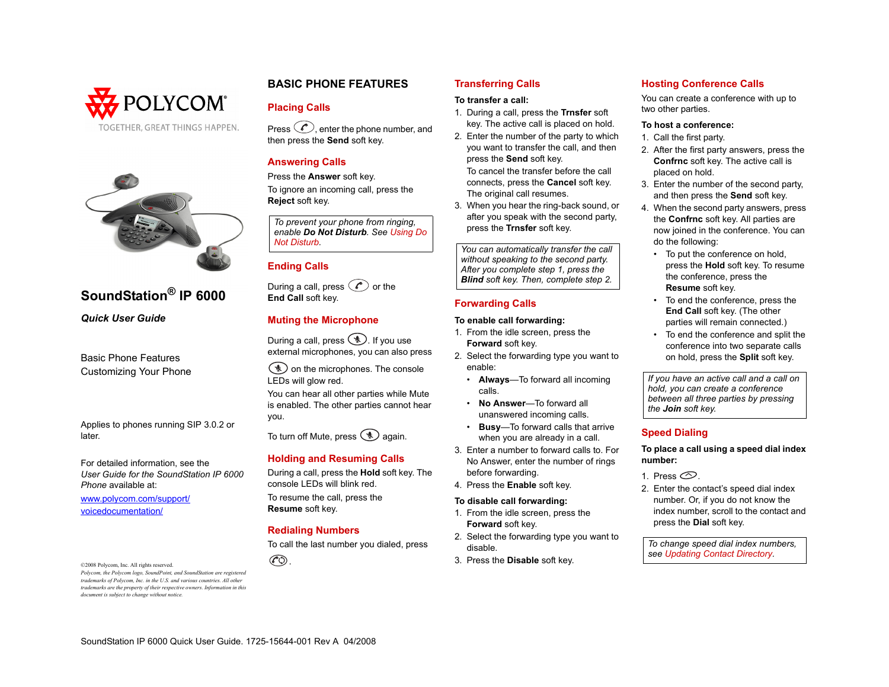POLYCOM®

TOGETHER, GREAT THINGS HAPPEN.

# SoundStation® IP 6000

***Quick User Guide***

Basic Phone Features
Customizing Your Phone

Applies to phones running SIP 3.0.2 or later.

For detailed information, see the *User Guide for the SoundStation IP 6000 Phone* available at:

www.polycom.com/support/voicedocumentation/

©2008 Polycom, Inc. All rights reserved.
*Polycom, the Polycom logo, SoundPoint, and SoundStation are registered trademarks of Polycom, Inc. in the U.S. and various countries. All other trademarks are the property of their respective owners. Information in this document is subject to change without notice.*

## BASIC PHONE FEATURES

### Placing Calls

Press [phone key], enter the phone number, and then press the **Send** soft key.

### Answering Calls

Press the **Answer** soft key.

To ignore an incoming call, press the **Reject** soft key.

> *To prevent your phone from ringing, enable **Do Not Disturb**. See Using Do Not Disturb.*

### Ending Calls

During a call, press [phone key] or the **End Call** soft key.

### Muting the Microphone

During a call, press [mute key]. If you use external microphones, you can also press [mute key] on the microphones. The console LEDs will glow red.

You can hear all other parties while Mute is enabled. The other parties cannot hear you.

To turn off Mute, press [mute key] again.

### Holding and Resuming Calls

During a call, press the **Hold** soft key. The console LEDs will blink red.

To resume the call, press the **Resume** soft key.

### Redialing Numbers

To call the last number you dialed, press [redial key].

### Transferring Calls

**To transfer a call:**

1. During a call, press the **Trnsfer** soft key. The active call is placed on hold.
2. Enter the number of the party to which you want to transfer the call, and then press the **Send** soft key.
   To cancel the transfer before the call connects, press the **Cancel** soft key. The original call resumes.
3. When you hear the ring-back sound, or after you speak with the second party, press the **Trnsfer** soft key.

> *You can automatically transfer the call without speaking to the second party. After you complete step 1, press the **Blind** soft key. Then, complete step 2.*

### Forwarding Calls

**To enable call forwarding:**

1. From the idle screen, press the **Forward** soft key.
2. Select the forwarding type you want to enable:
   - **Always**—To forward all incoming calls.
   - **No Answer**—To forward all unanswered incoming calls.
   - **Busy**—To forward calls that arrive when you are already in a call.
3. Enter a number to forward calls to. For No Answer, enter the number of rings before forwarding.
4. Press the **Enable** soft key.

**To disable call forwarding:**

1. From the idle screen, press the **Forward** soft key.
2. Select the forwarding type you want to disable.
3. Press the **Disable** soft key.

### Hosting Conference Calls

You can create a conference with up to two other parties.

**To host a conference:**

1. Call the first party.
2. After the first party answers, press the **Confrnc** soft key. The active call is placed on hold.
3. Enter the number of the second party, and then press the **Send** soft key.
4. When the second party answers, press the **Confrnc** soft key. All parties are now joined in the conference. You can do the following:
   - To put the conference on hold, press the **Hold** soft key. To resume the conference, press the **Resume** soft key.
   - To end the conference, press the **End Call** soft key. (The other parties will remain connected.)
   - To end the conference and split the conference into two separate calls on hold, press the **Split** soft key.

> *If you have an active call and a call on hold, you can create a conference between all three parties by pressing the **Join** soft key.*

### Speed Dialing

**To place a call using a speed dial index number:**

1. Press [speed dial key].
2. Enter the contact's speed dial index number. Or, if you do not know the index number, scroll to the contact and press the **Dial** soft key.

> *To change speed dial index numbers, see Updating Contact Directory.*

SoundStation IP 6000 Quick User Guide. 1725-15644-001 Rev A 04/2008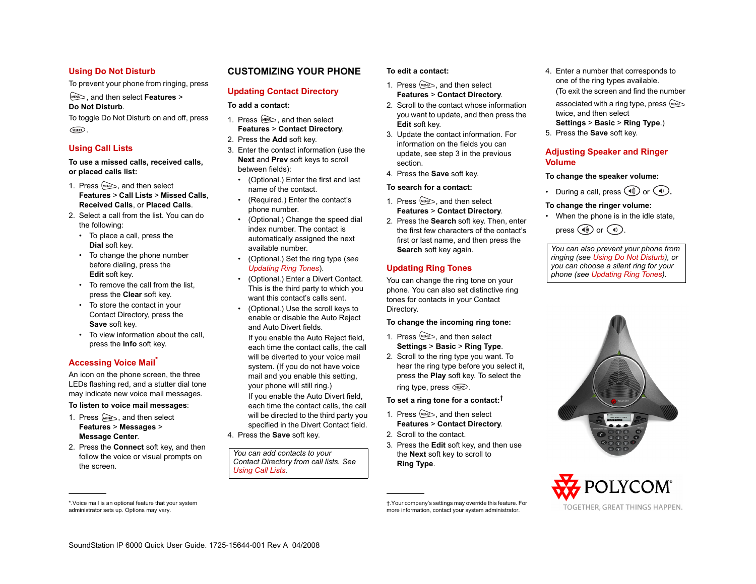## Using Do Not Disturb

To prevent your phone from ringing, press MENU, and then select **Features** > **Do Not Disturb**.

To toggle Do Not Disturb on and off, press SELECT.

## Using Call Lists

**To use a missed calls, received calls, or placed calls list:**

1. Press MENU, and then select **Features** > **Call Lists** > **Missed Calls**, **Received Calls**, or **Placed Calls**.
2. Select a call from the list. You can do the following:
   - To place a call, press the **Dial** soft key.
   - To change the phone number before dialing, press the **Edit** soft key.
   - To remove the call from the list, press the **Clear** soft key.
   - To store the contact in your Contact Directory, press the **Save** soft key.
   - To view information about the call, press the **Info** soft key.

## Accessing Voice Mail*

An icon on the phone screen, the three LEDs flashing red, and a stutter dial tone may indicate new voice mail messages.

**To listen to voice mail messages**:

1. Press MENU, and then select **Features** > **Messages** > **Message Center**.
2. Press the **Connect** soft key, and then follow the voice or visual prompts on the screen.

*.Voice mail is an optional feature that your system administrator sets up. Options may vary.

# CUSTOMIZING YOUR PHONE

## Updating Contact Directory

**To add a contact:**

1. Press MENU, and then select **Features** > **Contact Directory**.
2. Press the **Add** soft key.
3. Enter the contact information (use the **Next** and **Prev** soft keys to scroll between fields):
   - (Optional.) Enter the first and last name of the contact.
   - (Required.) Enter the contact's phone number.
   - (Optional.) Change the speed dial index number. The contact is automatically assigned the next available number.
   - (Optional.) Set the ring type (*see Updating Ring Tones*).
   - (Optional.) Enter a Divert Contact. This is the third party to which you want this contact's calls sent.
   - (Optional.) Use the scroll keys to enable or disable the Auto Reject and Auto Divert fields.

     If you enable the Auto Reject field, each time the contact calls, the call will be diverted to your voice mail system. (If you do not have voice mail and you enable this setting, your phone will still ring.)

     If you enable the Auto Divert field, each time the contact calls, the call will be directed to the third party you specified in the Divert Contact field.
4. Press the **Save** soft key.

*You can add contacts to your Contact Directory from call lists. See Using Call Lists.*

**To edit a contact:**

1. Press MENU, and then select **Features** > **Contact Directory**.
2. Scroll to the contact whose information you want to update, and then press the **Edit** soft key.
3. Update the contact information. For information on the fields you can update, see step 3 in the previous section.
4. Press the **Save** soft key.

**To search for a contact:**

1. Press MENU, and then select **Features** > **Contact Directory**.
2. Press the **Search** soft key. Then, enter the first few characters of the contact's first or last name, and then press the **Search** soft key again.

## Updating Ring Tones

You can change the ring tone on your phone. You can also set distinctive ring tones for contacts in your Contact Directory.

**To change the incoming ring tone:**

1. Press MENU, and then select **Settings** > **Basic** > **Ring Type**.
2. Scroll to the ring type you want. To hear the ring type before you select it, press the **Play** soft key. To select the ring type, press SELECT.

**To set a ring tone for a contact:†**

1. Press MENU, and then select **Features** > **Contact Directory**.
2. Scroll to the contact.
3. Press the **Edit** soft key, and then use the **Next** soft key to scroll to **Ring Type**.
4. Enter a number that corresponds to one of the ring types available.

   (To exit the screen and find the number associated with a ring type, press MENU twice, and then select **Settings** > **Basic** > **Ring Type**.)
5. Press the **Save** soft key.

†.Your company's settings may override this feature. For more information, contact your system administrator.

## Adjusting Speaker and Ringer Volume

**To change the speaker volume:**

- During a call, press volume up or volume down.

**To change the ringer volume:**

- When the phone is in the idle state, press volume up or volume down.

*You can also prevent your phone from ringing (see Using Do Not Disturb), or you can choose a silent ring for your phone (see Updating Ring Tones).*

POLYCOM®

TOGETHER, GREAT THINGS HAPPEN.

SoundStation IP 6000 Quick User Guide. 1725-15644-001 Rev A 04/2008